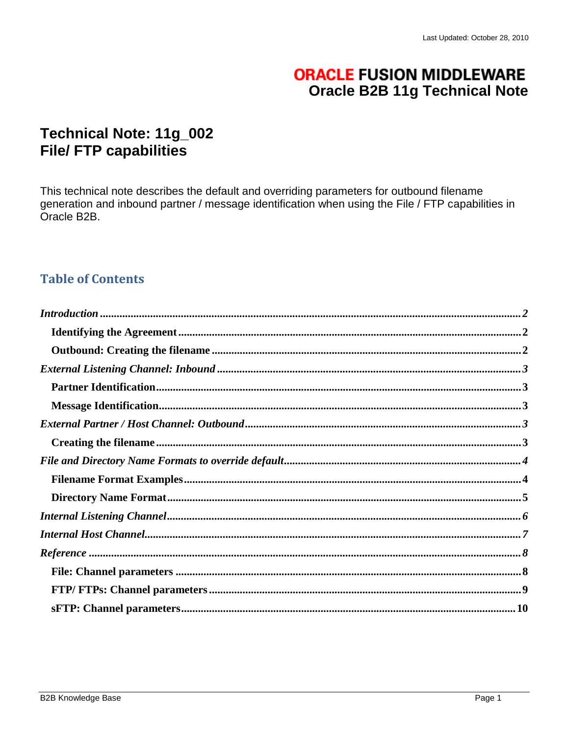Last Updated: October 28, 2010

**ORACLE FUSION MIDDLEWARE**
**Oracle B2B 11g Technical Note**

# Technical Note: 11g_002
# File/ FTP capabilities

This technical note describes the default and overriding parameters for outbound filename generation and inbound partner / message identification when using the File / FTP capabilities in Oracle B2B.

## Table of Contents

*Introduction* ..... 2
- **Identifying the Agreement** ..... 2
- **Outbound: Creating the filename** ..... 2

*External Listening Channel: Inbound* ..... 3
- **Partner Identification** ..... 3
- **Message Identification** ..... 3

*External Partner / Host Channel: Outbound* ..... 3
- **Creating the filename** ..... 3

*File and Directory Name Formats to override default* ..... 4
- **Filename Format Examples** ..... 4
- **Directory Name Format** ..... 5

*Internal Listening Channel* ..... 6

*Internal Host Channel* ..... 7

*Reference* ..... 8
- **File: Channel parameters** ..... 8
- **FTP/ FTPs: Channel parameters** ..... 9
- **sFTP: Channel parameters** ..... 10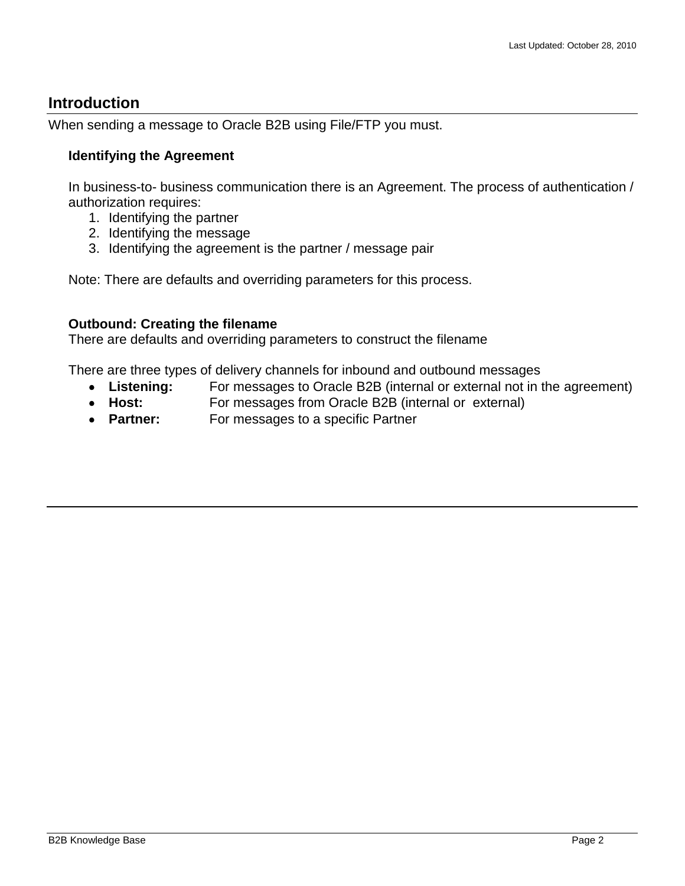## Introduction

When sending a message to Oracle B2B using File/FTP you must.

### Identifying the Agreement

In business-to- business communication there is an Agreement. The process of authentication / authorization requires:

1. Identifying the partner
2. Identifying the message
3. Identifying the agreement is the partner / message pair

Note: There are defaults and overriding parameters for this process.

### Outbound: Creating the filename

There are defaults and overriding parameters to construct the filename

There are three types of delivery channels for inbound and outbound messages

- **Listening:** For messages to Oracle B2B (internal or external not in the agreement)
- **Host:** For messages from Oracle B2B (internal or external)
- **Partner:** For messages to a specific Partner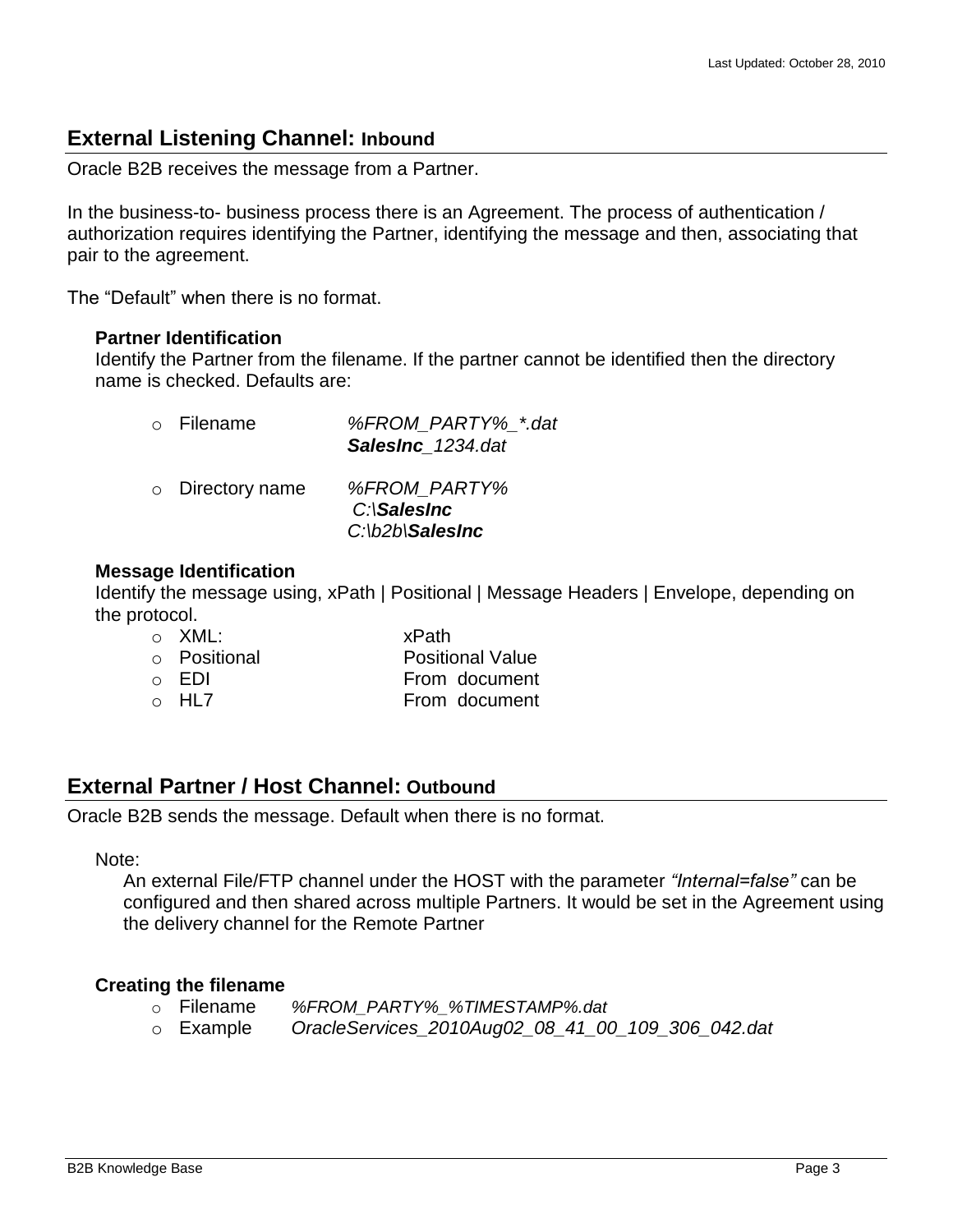## External Listening Channel: Inbound

Oracle B2B receives the message from a Partner.

In the business-to- business process there is an Agreement. The process of authentication / authorization requires identifying the Partner, identifying the message and then, associating that pair to the agreement.

The "Default" when there is no format.

**Partner Identification**

Identify the Partner from the filename. If the partner cannot be identified then the directory name is checked. Defaults are:

- Filename *%FROM_PARTY%_*.dat*
  ***SalesInc**_1234.dat*
- Directory name *%FROM_PARTY%*
  *C:\\**SalesInc***
  *C:\b2b\\**SalesInc***

**Message Identification**

Identify the message using, xPath | Positional | Message Headers | Envelope, depending on the protocol.

- XML: xPath
- Positional Positional Value
- EDI From document
- HL7 From document

## External Partner / Host Channel: Outbound

Oracle B2B sends the message. Default when there is no format.

Note:

An external File/FTP channel under the HOST with the parameter *"Internal=false"* can be configured and then shared across multiple Partners. It would be set in the Agreement using the delivery channel for the Remote Partner

**Creating the filename**

- Filename *%FROM_PARTY%_%TIMESTAMP%.dat*
- Example *OracleServices_2010Aug02_08_41_00_109_306_042.dat*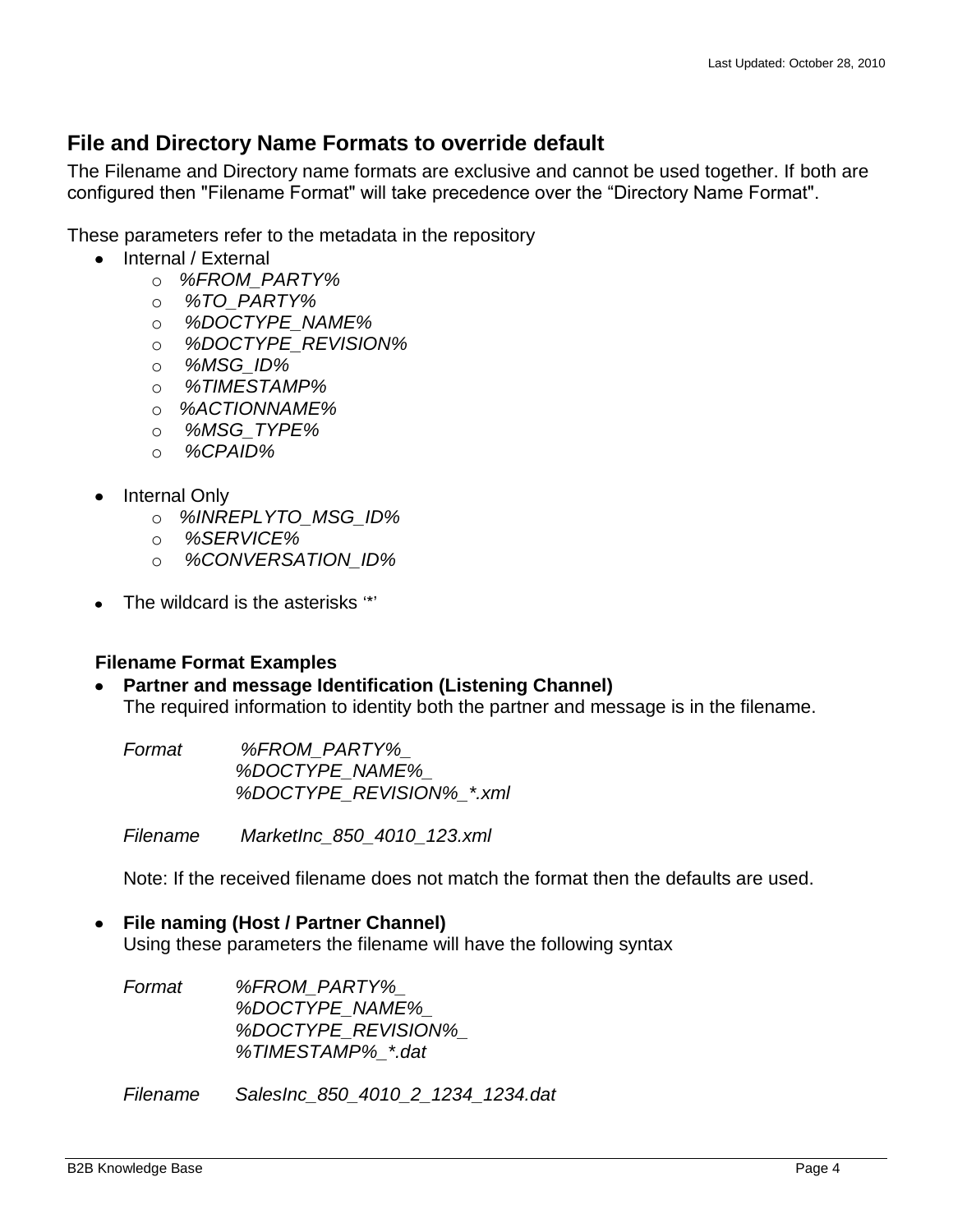## File and Directory Name Formats to override default

The Filename and Directory name formats are exclusive and cannot be used together. If both are configured then "Filename Format" will take precedence over the “Directory Name Format".

These parameters refer to the metadata in the repository

- Internal / External
  - *%FROM_PARTY%*
  - *%TO_PARTY%*
  - *%DOCTYPE_NAME%*
  - *%DOCTYPE_REVISION%*
  - *%MSG_ID%*
  - *%TIMESTAMP%*
  - *%ACTIONNAME%*
  - *%MSG_TYPE%*
  - *%CPAID%*

- Internal Only
  - *%INREPLYTO_MSG_ID%*
  - *%SERVICE%*
  - *%CONVERSATION_ID%*

- The wildcard is the asterisks '*'

### Filename Format Examples

- **Partner and message Identification (Listening Channel)**
  The required information to identity both the partner and message is in the filename.

  *Format* *%FROM_PARTY%_*
  *%DOCTYPE_NAME%_*
  *%DOCTYPE_REVISION%_*.xml*

  *Filename* *MarketInc_850_4010_123.xml*

  Note: If the received filename does not match the format then the defaults are used.

- **File naming (Host / Partner Channel)**
  Using these parameters the filename will have the following syntax

  *Format* *%FROM_PARTY%_*
  *%DOCTYPE_NAME%_*
  *%DOCTYPE_REVISION%_*
  *%TIMESTAMP%_*.dat*

  *Filename* *SalesInc_850_4010_2_1234_1234.dat*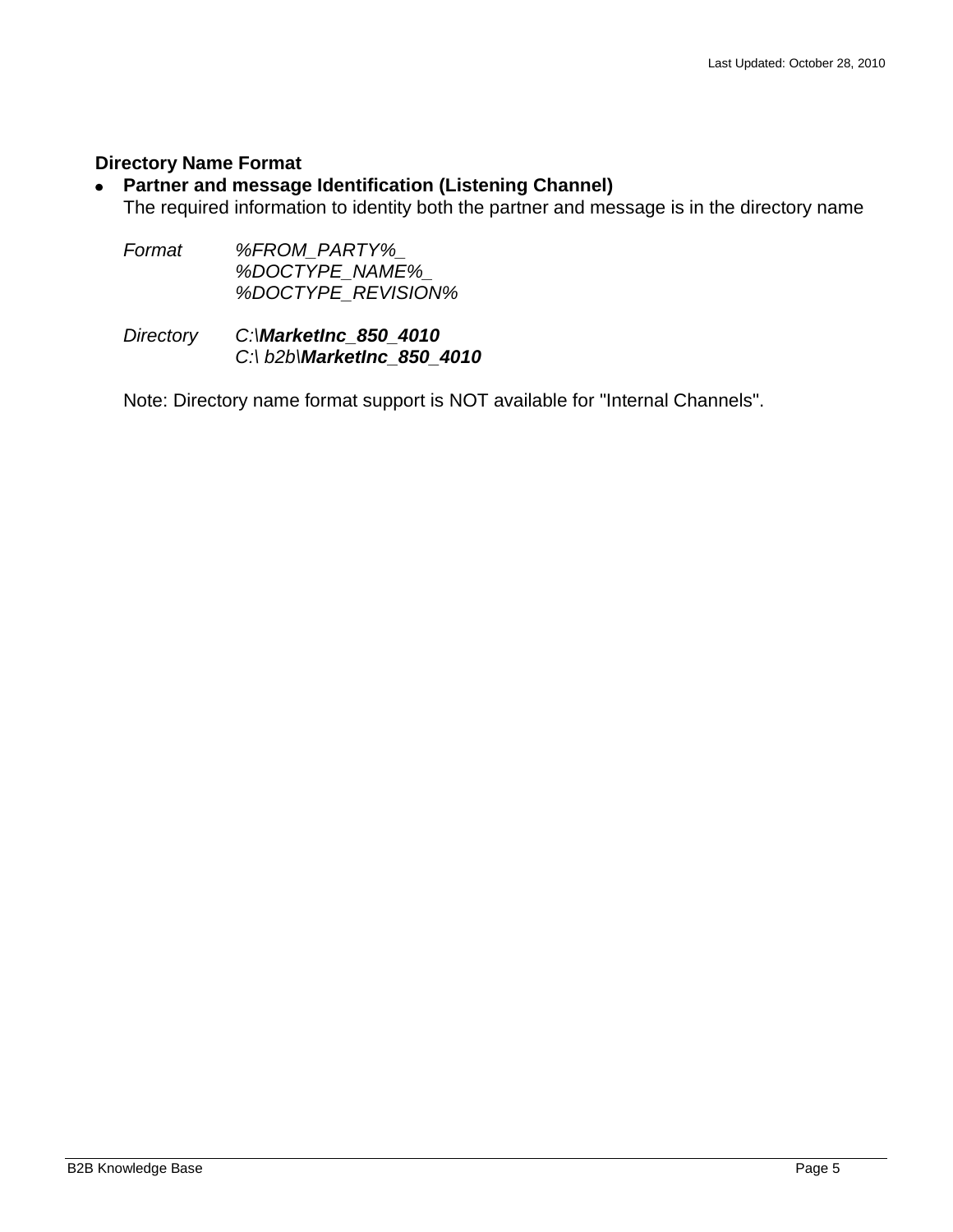**Directory Name Format**

- **Partner and message Identification (Listening Channel)**
  The required information to identity both the partner and message is in the directory name

  *Format* *%FROM_PARTY%_*
  *%DOCTYPE_NAME%_*
  *%DOCTYPE_REVISION%*

  *Directory* *C:\\**MarketInc_850_4010***
  *C:\ b2b\\**MarketInc_850_4010***

  Note: Directory name format support is NOT available for "Internal Channels".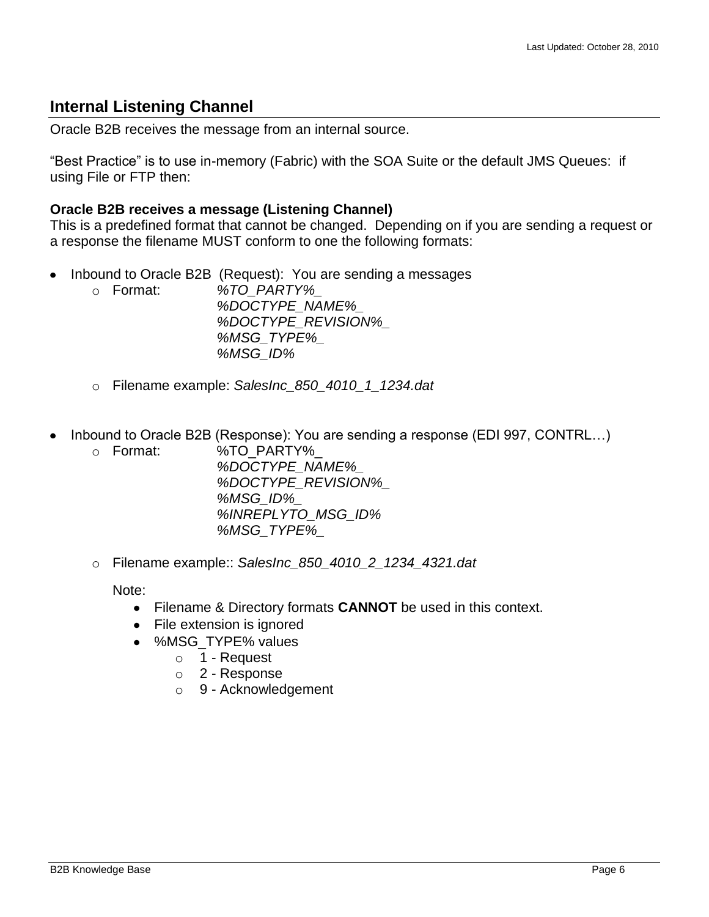## Internal Listening Channel

Oracle B2B receives the message from an internal source.

“Best Practice” is to use in-memory (Fabric) with the SOA Suite or the default JMS Queues: if using File or FTP then:

**Oracle B2B receives a message (Listening Channel)**
This is a predefined format that cannot be changed. Depending on if you are sending a request or a response the filename MUST conform to one the following formats:

- Inbound to Oracle B2B (Request): You are sending a messages
    - Format: *%TO_PARTY%_*
      *%DOCTYPE_NAME%_*
      *%DOCTYPE_REVISION%_*
      *%MSG_TYPE%_*
      *%MSG_ID%*
    - Filename example: *SalesInc_850_4010_1_1234.dat*

- Inbound to Oracle B2B (Response): You are sending a response (EDI 997, CONTRL…)
    - Format: %TO_PARTY%_
      *%DOCTYPE_NAME%_*
      *%DOCTYPE_REVISION%_*
      *%MSG_ID%_*
      *%INREPLYTO_MSG_ID%*
      *%MSG_TYPE%_*
    - Filename example:: *SalesInc_850_4010_2_1234_4321.dat*

      Note:
        - Filename & Directory formats **CANNOT** be used in this context.
        - File extension is ignored
        - %MSG_TYPE% values
            - 1 - Request
            - 2 - Response
            - 9 - Acknowledgement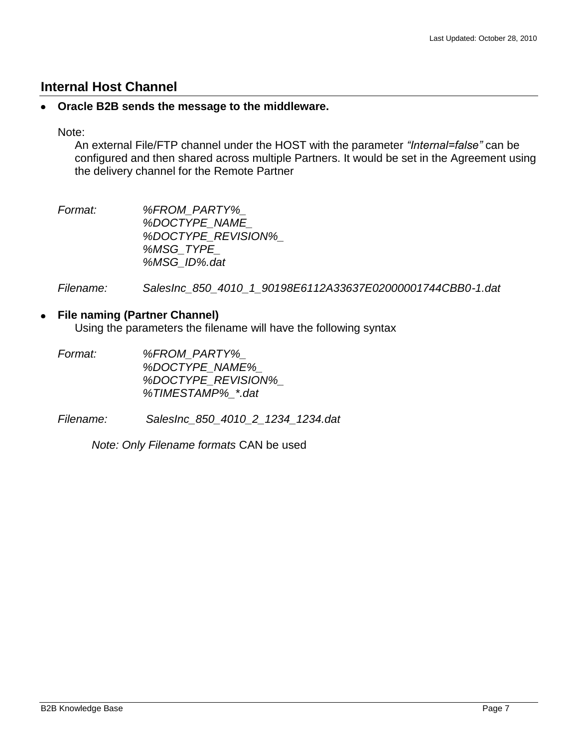## Internal Host Channel

- **Oracle B2B sends the message to the middleware.**

  Note:

  An external File/FTP channel under the HOST with the parameter *"Internal=false"* can be configured and then shared across multiple Partners. It would be set in the Agreement using the delivery channel for the Remote Partner

  *Format:* *%FROM_PARTY%_*
  *%DOCTYPE_NAME_*
  *%DOCTYPE_REVISION%_*
  *%MSG_TYPE_*
  *%MSG_ID%.dat*

  *Filename:* *SalesInc_850_4010_1_90198E6112A33637E02000001744CBB0-1.dat*

- **File naming (Partner Channel)**

  Using the parameters the filename will have the following syntax

  *Format:* *%FROM_PARTY%_*
  *%DOCTYPE_NAME%_*
  *%DOCTYPE_REVISION%_*
  *%TIMESTAMP%_*.dat*

  *Filename:* *SalesInc_850_4010_2_1234_1234.dat*

  *Note: Only Filename formats* CAN be used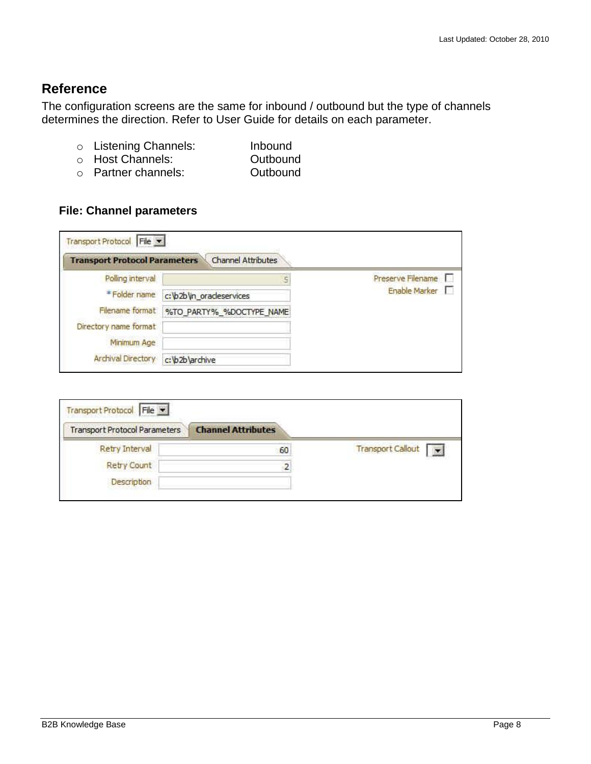## Reference

The configuration screens are the same for inbound / outbound but the type of channels determines the direction. Refer to User Guide for details on each parameter.

- Listening Channels: Inbound
- Host Channels: Outbound
- Partner channels: Outbound

### File: Channel parameters

Transport Protocol: File

**Transport Protocol Parameters** | Channel Attributes

| Parameter | Value |
|---|---|
| Polling interval | 5 |
| * Folder name | c:\b2b\in_oracleservices |
| Filename format | %TO_PARTY%_%DOCTYPE_NAME |
| Directory name format | |
| Minimum Age | |
| Archival Directory | c:\b2b\archive |
| Preserve Filename | ☐ |
| Enable Marker | ☐ |

Transport Protocol: File

Transport Protocol Parameters | **Channel Attributes**

| Parameter | Value |
|---|---|
| Retry Interval | 60 |
| Retry Count | 2 |
| Description | |
| Transport Callout | |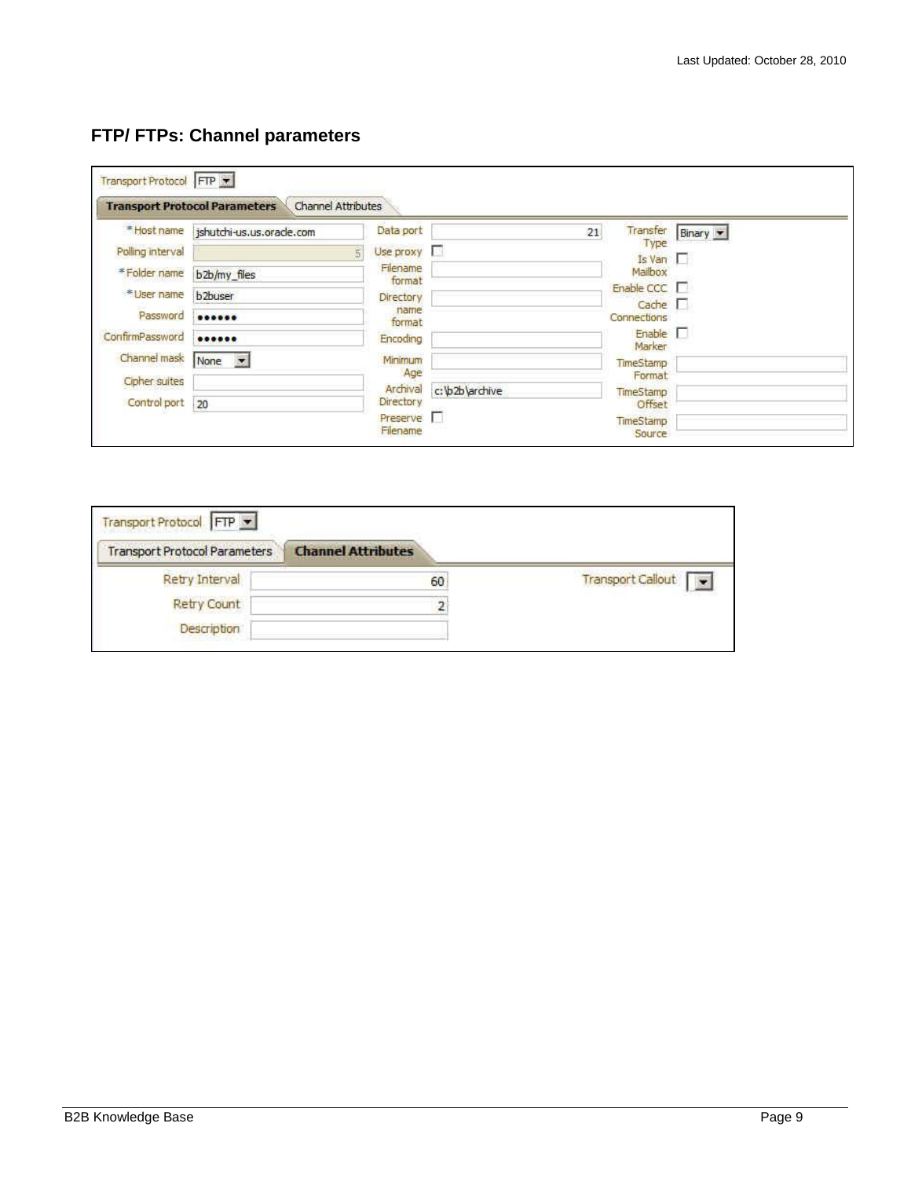## FTP/ FTPs: Channel parameters

Transport Protocol: FTP

**Transport Protocol Parameters** | Channel Attributes

| Field | Value | Field | Value | Field | Value |
|---|---|---|---|---|---|
| * Host name | jshutchi-us.us.oracle.com | Data port | 21 | Transfer Type | Binary |
| Polling interval | 5 | Use proxy | ☐ | Is Van Mailbox | ☐ |
| * Folder name | b2b/my_files | Filename format | | Enable CCC | ☐ |
| * User name | b2buser | Directory name format | | Cache Connections | ☐ |
| Password | •••••• | Encoding | | Enable Marker | ☐ |
| ConfirmPassword | •••••• | Minimum Age | | TimeStamp Format | |
| Channel mask | None | Archival Directory | c:\b2b\archive | TimeStamp Offset | |
| Cipher suites | | Preserve Filename | ☐ | TimeStamp Source | |
| Control port | 20 | | | | |

Transport Protocol: FTP

Transport Protocol Parameters | **Channel Attributes**

| Field | Value | Field | Value |
|---|---|---|---|
| Retry Interval | 60 | Transport Callout | |
| Retry Count | 2 | | |
| Description | | | |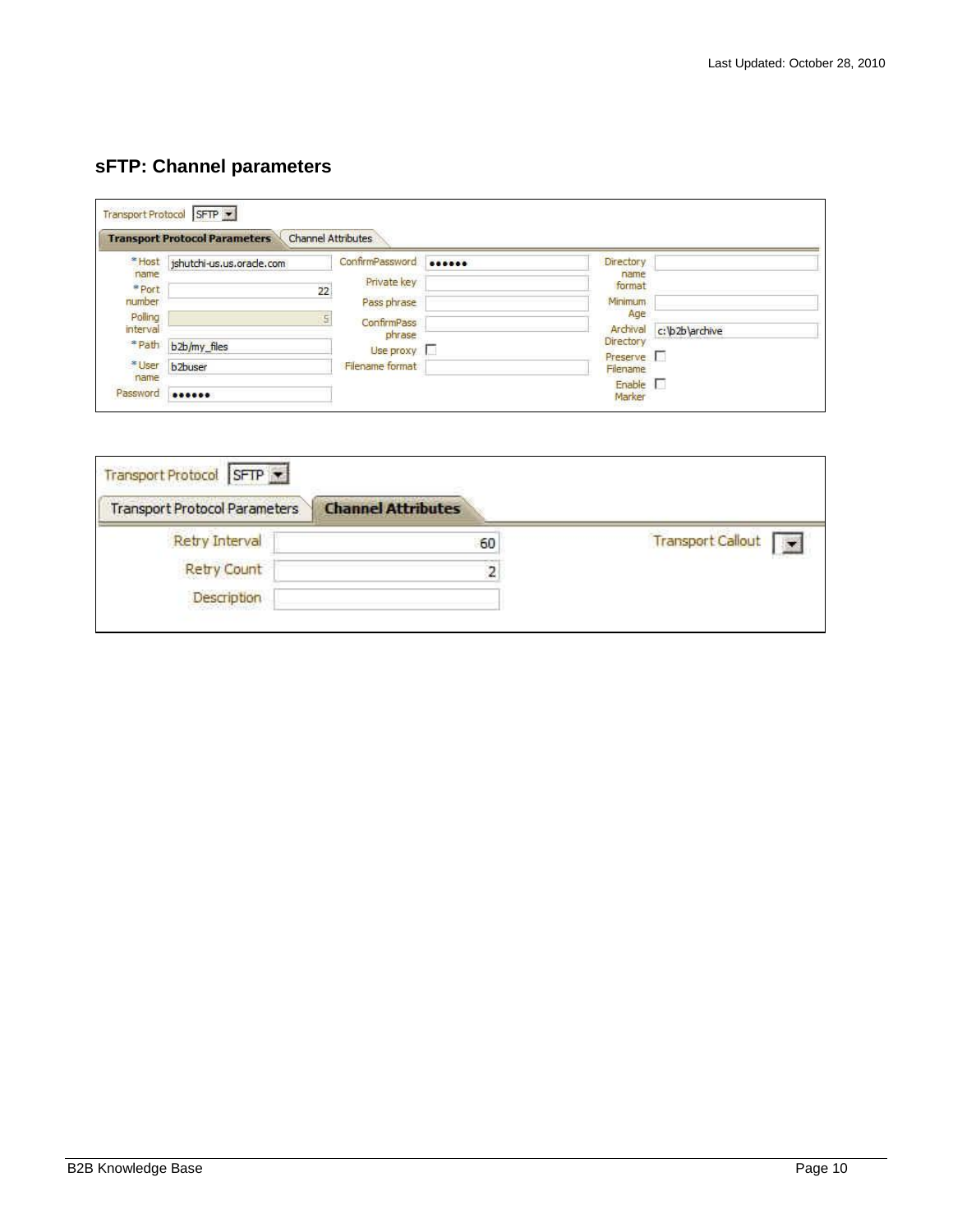## sFTP: Channel parameters

Transport Protocol: SFTP

**Transport Protocol Parameters** | Channel Attributes

| | | | | | |
|---|---|---|---|---|---|
| * Host name | jshutchi-us.us.oracle.com | ConfirmPassword | •••••• | Directory name format | |
| * Port number | 22 | Private key | | Minimum Age | |
| Polling interval | 5 | Pass phrase | | Archival Directory | c:\b2b\archive |
| * Path | b2b/my_files | ConfirmPass phrase | | Preserve Filename | ☐ |
| * User name | b2buser | Use proxy | ☐ | Enable Marker | ☐ |
| Password | •••••• | Filename format | | | |

Transport Protocol: SFTP

Transport Protocol Parameters | **Channel Attributes**

| | | | |
|---|---|---|---|
| Retry Interval | 60 | Transport Callout | |
| Retry Count | 2 | | |
| Description | | | |